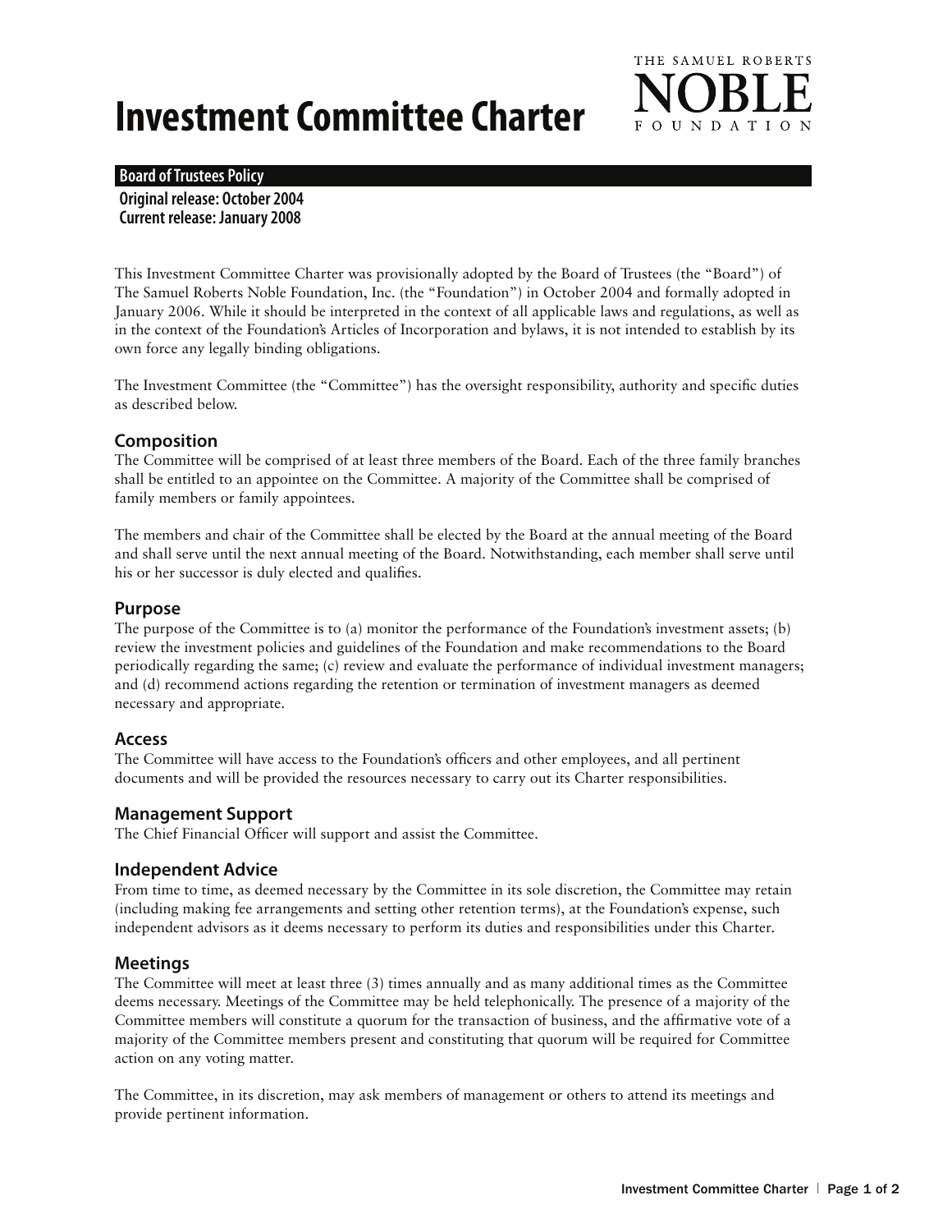# Investment Committee Charter

THE SAMUEL ROBERTS NOBLE FOUNDATION

**Board of Trustees Policy**

**Original release: October 2004**
**Current release: January 2008**

This Investment Committee Charter was provisionally adopted by the Board of Trustees (the "Board") of The Samuel Roberts Noble Foundation, Inc. (the "Foundation") in October 2004 and formally adopted in January 2006. While it should be interpreted in the context of all applicable laws and regulations, as well as in the context of the Foundation's Articles of Incorporation and bylaws, it is not intended to establish by its own force any legally binding obligations.

The Investment Committee (the "Committee") has the oversight responsibility, authority and specific duties as described below.

## Composition

The Committee will be comprised of at least three members of the Board. Each of the three family branches shall be entitled to an appointee on the Committee. A majority of the Committee shall be comprised of family members or family appointees.

The members and chair of the Committee shall be elected by the Board at the annual meeting of the Board and shall serve until the next annual meeting of the Board. Notwithstanding, each member shall serve until his or her successor is duly elected and qualifies.

## Purpose

The purpose of the Committee is to (a) monitor the performance of the Foundation's investment assets; (b) review the investment policies and guidelines of the Foundation and make recommendations to the Board periodically regarding the same; (c) review and evaluate the performance of individual investment managers; and (d) recommend actions regarding the retention or termination of investment managers as deemed necessary and appropriate.

## Access

The Committee will have access to the Foundation's officers and other employees, and all pertinent documents and will be provided the resources necessary to carry out its Charter responsibilities.

## Management Support

The Chief Financial Officer will support and assist the Committee.

## Independent Advice

From time to time, as deemed necessary by the Committee in its sole discretion, the Committee may retain (including making fee arrangements and setting other retention terms), at the Foundation's expense, such independent advisors as it deems necessary to perform its duties and responsibilities under this Charter.

## Meetings

The Committee will meet at least three (3) times annually and as many additional times as the Committee deems necessary. Meetings of the Committee may be held telephonically. The presence of a majority of the Committee members will constitute a quorum for the transaction of business, and the affirmative vote of a majority of the Committee members present and constituting that quorum will be required for Committee action on any voting matter.

The Committee, in its discretion, may ask members of management or others to attend its meetings and provide pertinent information.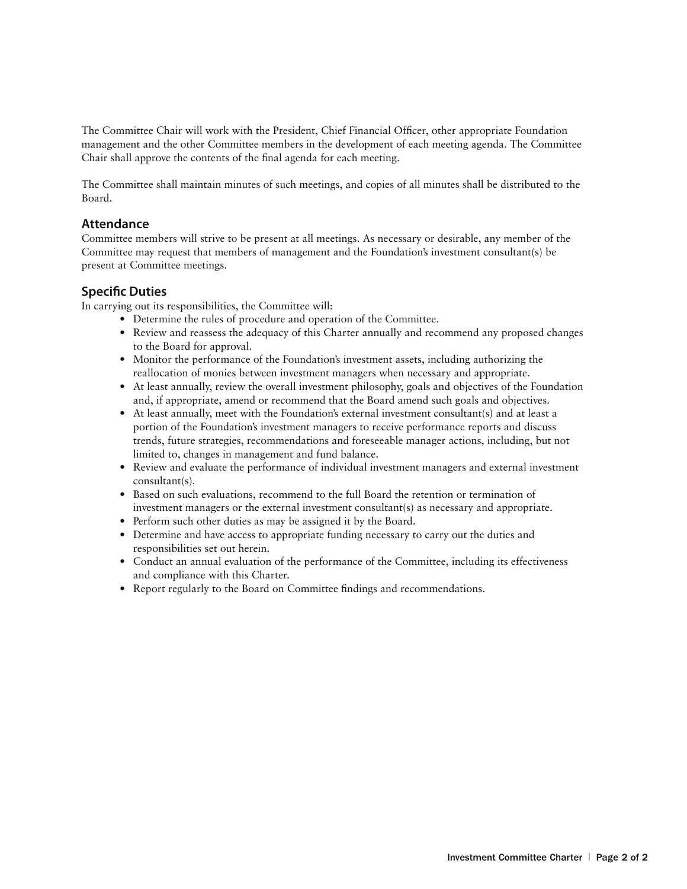The Committee Chair will work with the President, Chief Financial Officer, other appropriate Foundation management and the other Committee members in the development of each meeting agenda. The Committee Chair shall approve the contents of the final agenda for each meeting.

The Committee shall maintain minutes of such meetings, and copies of all minutes shall be distributed to the Board.

## Attendance

Committee members will strive to be present at all meetings. As necessary or desirable, any member of the Committee may request that members of management and the Foundation's investment consultant(s) be present at Committee meetings.

## Specific Duties

In carrying out its responsibilities, the Committee will:

- Determine the rules of procedure and operation of the Committee.
- Review and reassess the adequacy of this Charter annually and recommend any proposed changes to the Board for approval.
- Monitor the performance of the Foundation's investment assets, including authorizing the reallocation of monies between investment managers when necessary and appropriate.
- At least annually, review the overall investment philosophy, goals and objectives of the Foundation and, if appropriate, amend or recommend that the Board amend such goals and objectives.
- At least annually, meet with the Foundation's external investment consultant(s) and at least a portion of the Foundation's investment managers to receive performance reports and discuss trends, future strategies, recommendations and foreseeable manager actions, including, but not limited to, changes in management and fund balance.
- Review and evaluate the performance of individual investment managers and external investment consultant(s).
- Based on such evaluations, recommend to the full Board the retention or termination of investment managers or the external investment consultant(s) as necessary and appropriate.
- Perform such other duties as may be assigned it by the Board.
- Determine and have access to appropriate funding necessary to carry out the duties and responsibilities set out herein.
- Conduct an annual evaluation of the performance of the Committee, including its effectiveness and compliance with this Charter.
- Report regularly to the Board on Committee findings and recommendations.